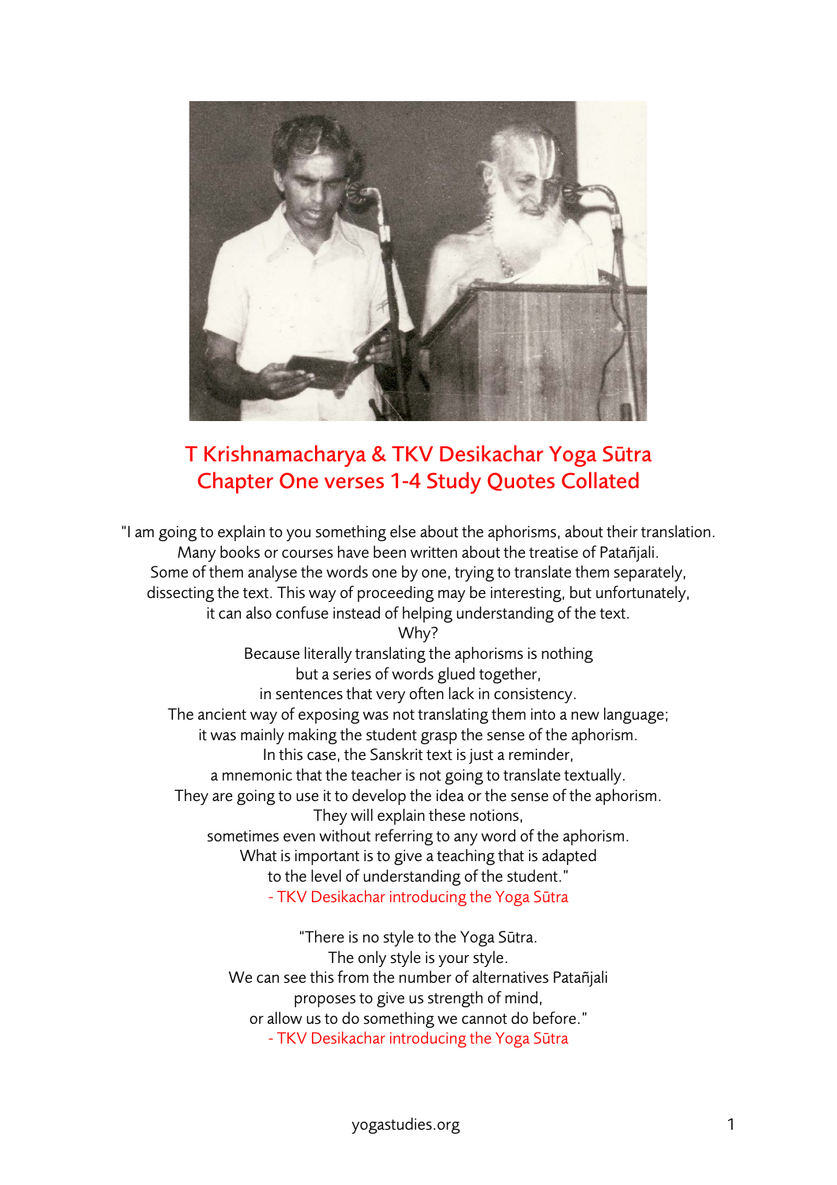# T Krishnamacharya & TKV Desikachar Yoga Sūtra Chapter One verses 1-4 Study Quotes Collated

"I am going to explain to you something else about the aphorisms, about their translation.
Many books or courses have been written about the treatise of Patañjali.
Some of them analyse the words one by one, trying to translate them separately,
dissecting the text. This way of proceeding may be interesting, but unfortunately,
it can also confuse instead of helping understanding of the text.
Why?
Because literally translating the aphorisms is nothing
but a series of words glued together,
in sentences that very often lack in consistency.
The ancient way of exposing was not translating them into a new language;
it was mainly making the student grasp the sense of the aphorism.
In this case, the Sanskrit text is just a reminder,
a mnemonic that the teacher is not going to translate textually.
They are going to use it to develop the idea or the sense of the aphorism.
They will explain these notions,
sometimes even without referring to any word of the aphorism.
What is important is to give a teaching that is adapted
to the level of understanding of the student."
- TKV Desikachar introducing the Yoga Sūtra

"There is no style to the Yoga Sūtra.
The only style is your style.
We can see this from the number of alternatives Patañjali
proposes to give us strength of mind,
or allow us to do something we cannot do before."
- TKV Desikachar introducing the Yoga Sūtra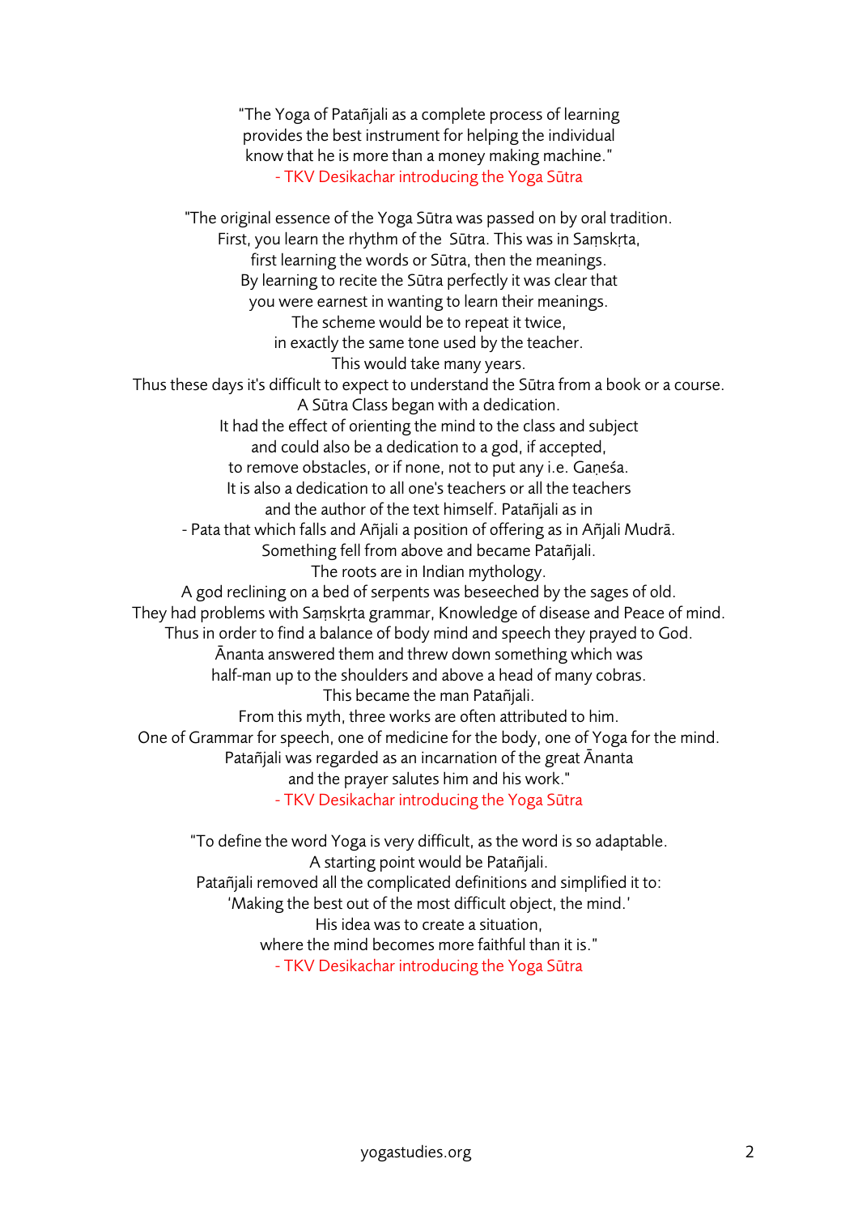"The Yoga of Patañjali as a complete process of learning
provides the best instrument for helping the individual
know that he is more than a money making machine."
- TKV Desikachar introducing the Yoga Sūtra

"The original essence of the Yoga Sūtra was passed on by oral tradition.
First, you learn the rhythm of the  Sūtra. This was in Saṃskṛta,
first learning the words or Sūtra, then the meanings.
By learning to recite the Sūtra perfectly it was clear that
you were earnest in wanting to learn their meanings.
The scheme would be to repeat it twice,
in exactly the same tone used by the teacher.
This would take many years.
Thus these days it's difficult to expect to understand the Sūtra from a book or a course.
A Sūtra Class began with a dedication.
It had the effect of orienting the mind to the class and subject
and could also be a dedication to a god, if accepted,
to remove obstacles, or if none, not to put any i.e. Gaṇeśa.
It is also a dedication to all one's teachers or all the teachers
and the author of the text himself. Patañjali as in
- Pata that which falls and Añjali a position of offering as in Añjali Mudrā.
Something fell from above and became Patañjali.
The roots are in Indian mythology.
A god reclining on a bed of serpents was beseeched by the sages of old.
They had problems with Saṃskṛta grammar, Knowledge of disease and Peace of mind.
Thus in order to find a balance of body mind and speech they prayed to God.
Ānanta answered them and threw down something which was
half-man up to the shoulders and above a head of many cobras.
This became the man Patañjali.
From this myth, three works are often attributed to him.
One of Grammar for speech, one of medicine for the body, one of Yoga for the mind.
Patañjali was regarded as an incarnation of the great Ānanta
and the prayer salutes him and his work."
- TKV Desikachar introducing the Yoga Sūtra

"To define the word Yoga is very difficult, as the word is so adaptable.
A starting point would be Patañjali.
Patañjali removed all the complicated definitions and simplified it to:
'Making the best out of the most difficult object, the mind.'
His idea was to create a situation,
where the mind becomes more faithful than it is."
- TKV Desikachar introducing the Yoga Sūtra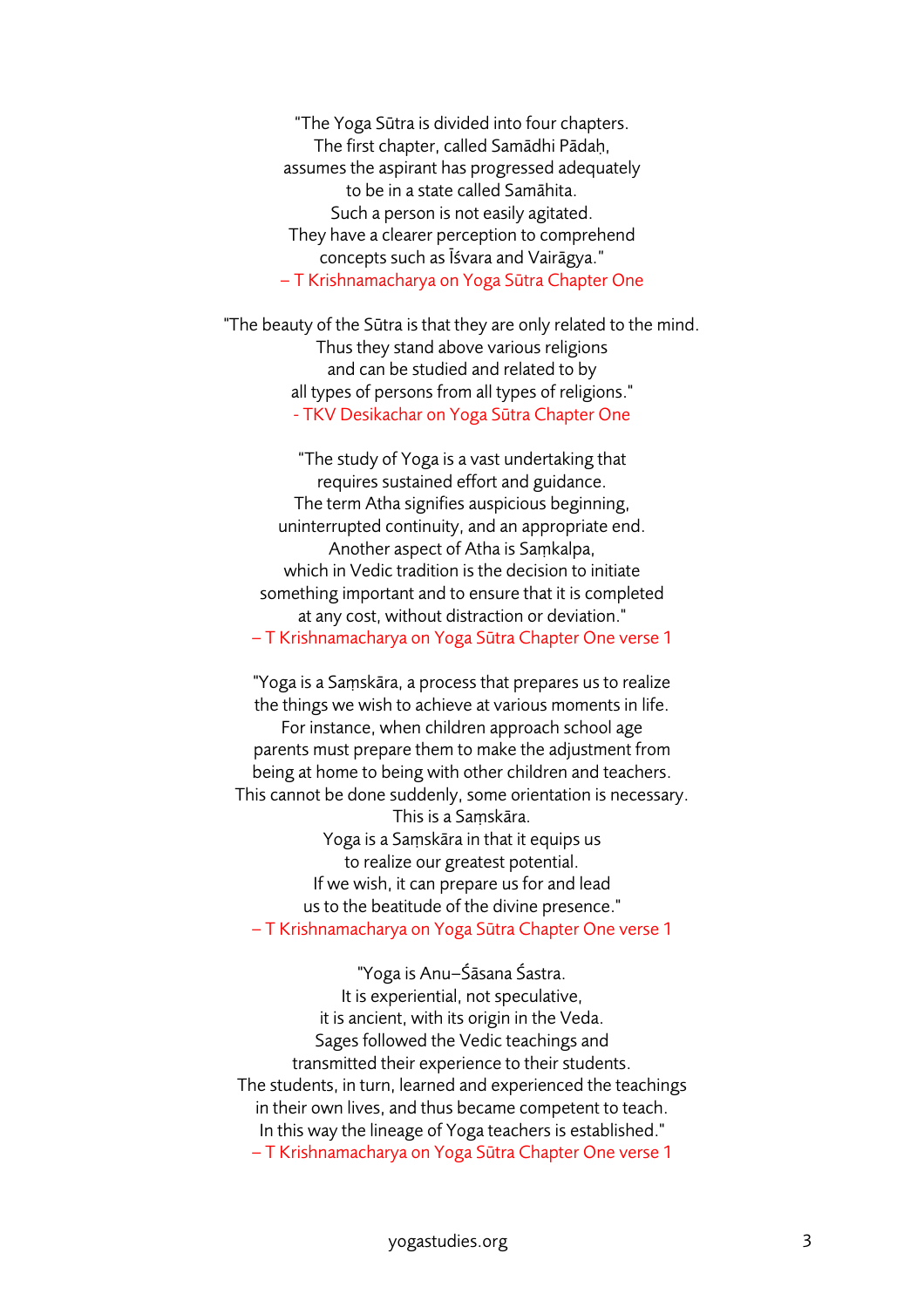"The Yoga Sūtra is divided into four chapters.
The first chapter, called Samādhi Pādaḥ,
assumes the aspirant has progressed adequately
to be in a state called Samāhita.
Such a person is not easily agitated.
They have a clearer perception to comprehend
concepts such as Īśvara and Vairāgya."
– T Krishnamacharya on Yoga Sūtra Chapter One

"The beauty of the Sūtra is that they are only related to the mind.
Thus they stand above various religions
and can be studied and related to by
all types of persons from all types of religions."
- TKV Desikachar on Yoga Sūtra Chapter One

"The study of Yoga is a vast undertaking that
requires sustained effort and guidance.
The term Atha signifies auspicious beginning,
uninterrupted continuity, and an appropriate end.
Another aspect of Atha is Saṃkalpa,
which in Vedic tradition is the decision to initiate
something important and to ensure that it is completed
at any cost, without distraction or deviation."
– T Krishnamacharya on Yoga Sūtra Chapter One verse 1

"Yoga is a Saṃskāra, a process that prepares us to realize
the things we wish to achieve at various moments in life.
For instance, when children approach school age
parents must prepare them to make the adjustment from
being at home to being with other children and teachers.
This cannot be done suddenly, some orientation is necessary.
This is a Saṃskāra.
Yoga is a Saṃskāra in that it equips us
to realize our greatest potential.
If we wish, it can prepare us for and lead
us to the beatitude of the divine presence."
– T Krishnamacharya on Yoga Sūtra Chapter One verse 1

"Yoga is Anu–Śāsana Śastra.
It is experiential, not speculative,
it is ancient, with its origin in the Veda.
Sages followed the Vedic teachings and
transmitted their experience to their students.
The students, in turn, learned and experienced the teachings
in their own lives, and thus became competent to teach.
In this way the lineage of Yoga teachers is established."
– T Krishnamacharya on Yoga Sūtra Chapter One verse 1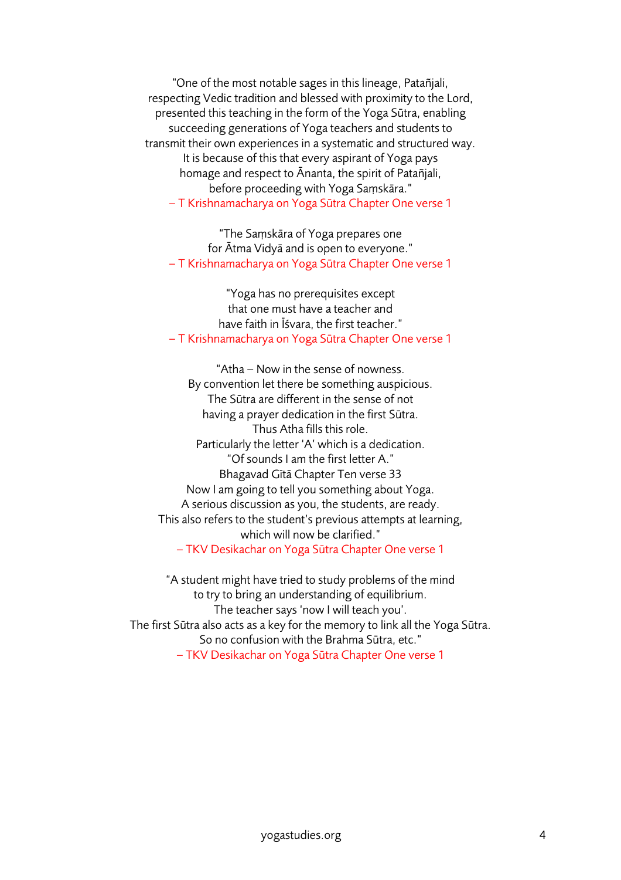"One of the most notable sages in this lineage, Patañjali,
respecting Vedic tradition and blessed with proximity to the Lord,
presented this teaching in the form of the Yoga Sūtra, enabling
succeeding generations of Yoga teachers and students to
transmit their own experiences in a systematic and structured way.
It is because of this that every aspirant of Yoga pays
homage and respect to Ānanta, the spirit of Patañjali,
before proceeding with Yoga Saṃskāra."
– T Krishnamacharya on Yoga Sūtra Chapter One verse 1

"The Saṃskāra of Yoga prepares one
for Ātma Vidyā and is open to everyone."
– T Krishnamacharya on Yoga Sūtra Chapter One verse 1

"Yoga has no prerequisites except
that one must have a teacher and
have faith in Īśvara, the first teacher."
– T Krishnamacharya on Yoga Sūtra Chapter One verse 1

"Atha – Now in the sense of nowness.
By convention let there be something auspicious.
The Sūtra are different in the sense of not
having a prayer dedication in the first Sūtra.
Thus Atha fills this role.
Particularly the letter 'A' which is a dedication.
"Of sounds I am the first letter A."
Bhagavad Gītā Chapter Ten verse 33
Now I am going to tell you something about Yoga.
A serious discussion as you, the students, are ready.
This also refers to the student's previous attempts at learning,
which will now be clarified."
– TKV Desikachar on Yoga Sūtra Chapter One verse 1

"A student might have tried to study problems of the mind
to try to bring an understanding of equilibrium.
The teacher says 'now I will teach you'.
The first Sūtra also acts as a key for the memory to link all the Yoga Sūtra.
So no confusion with the Brahma Sūtra, etc."
– TKV Desikachar on Yoga Sūtra Chapter One verse 1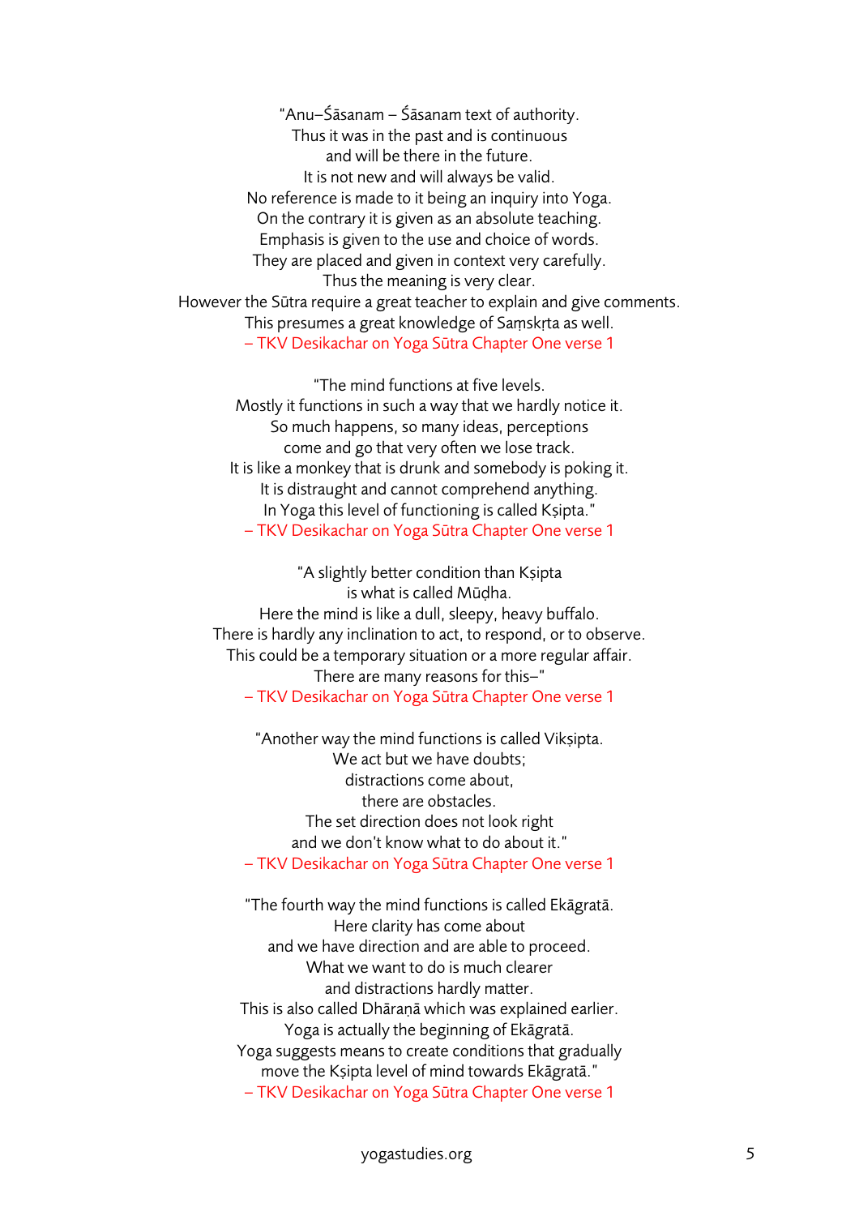"Anu–Śāsanam – Śāsanam text of authority.
Thus it was in the past and is continuous
and will be there in the future.
It is not new and will always be valid.
No reference is made to it being an inquiry into Yoga.
On the contrary it is given as an absolute teaching.
Emphasis is given to the use and choice of words.
They are placed and given in context very carefully.
Thus the meaning is very clear.
However the Sūtra require a great teacher to explain and give comments.
This presumes a great knowledge of Saṃskṛta as well.
– TKV Desikachar on Yoga Sūtra Chapter One verse 1

"The mind functions at five levels.
Mostly it functions in such a way that we hardly notice it.
So much happens, so many ideas, perceptions
come and go that very often we lose track.
It is like a monkey that is drunk and somebody is poking it.
It is distraught and cannot comprehend anything.
In Yoga this level of functioning is called Kṣipta."
– TKV Desikachar on Yoga Sūtra Chapter One verse 1

"A slightly better condition than Kṣipta
is what is called Mūḍha.
Here the mind is like a dull, sleepy, heavy buffalo.
There is hardly any inclination to act, to respond, or to observe.
This could be a temporary situation or a more regular affair.
There are many reasons for this–"
– TKV Desikachar on Yoga Sūtra Chapter One verse 1

"Another way the mind functions is called Vikṣipta.
We act but we have doubts;
distractions come about,
there are obstacles.
The set direction does not look right
and we don't know what to do about it."
– TKV Desikachar on Yoga Sūtra Chapter One verse 1

"The fourth way the mind functions is called Ekāgratā.
Here clarity has come about
and we have direction and are able to proceed.
What we want to do is much clearer
and distractions hardly matter.
This is also called Dhāraṇā which was explained earlier.
Yoga is actually the beginning of Ekāgratā.
Yoga suggests means to create conditions that gradually
move the Kṣipta level of mind towards Ekāgratā."
– TKV Desikachar on Yoga Sūtra Chapter One verse 1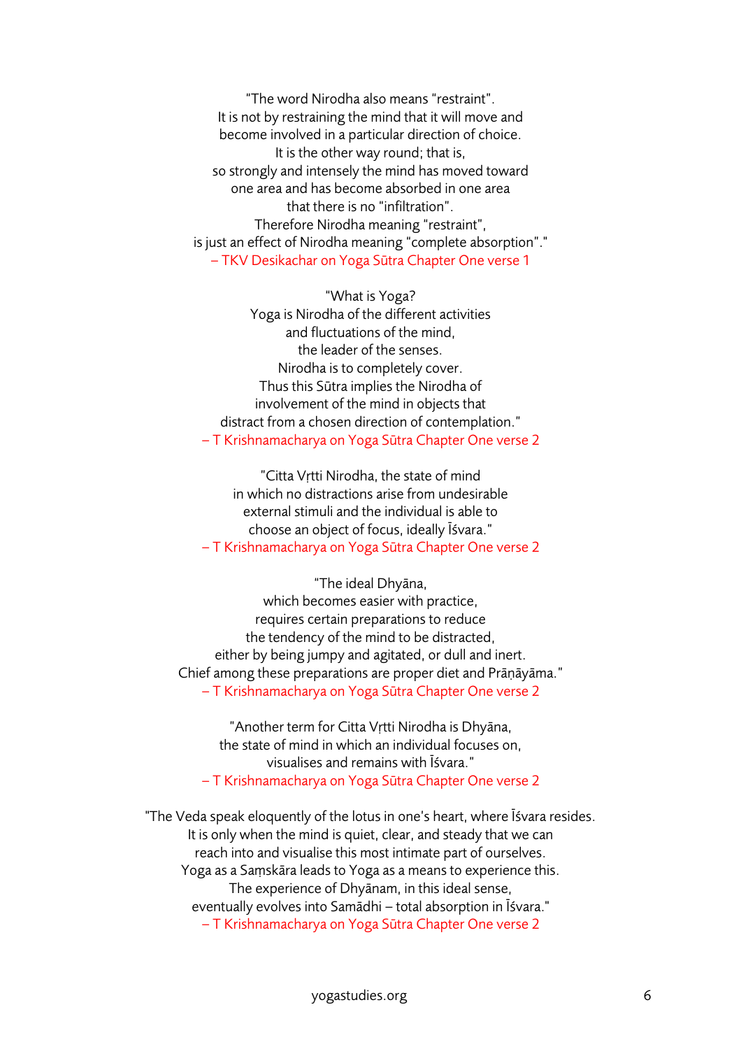"The word Nirodha also means "restraint".
It is not by restraining the mind that it will move and
become involved in a particular direction of choice.
It is the other way round; that is,
so strongly and intensely the mind has moved toward
one area and has become absorbed in one area
that there is no "infiltration".
Therefore Nirodha meaning "restraint",
is just an effect of Nirodha meaning "complete absorption"."
– TKV Desikachar on Yoga Sūtra Chapter One verse 1

"What is Yoga?
Yoga is Nirodha of the different activities
and fluctuations of the mind,
the leader of the senses.
Nirodha is to completely cover.
Thus this Sūtra implies the Nirodha of
involvement of the mind in objects that
distract from a chosen direction of contemplation."
– T Krishnamacharya on Yoga Sūtra Chapter One verse 2

"Citta Vṛtti Nirodha, the state of mind
in which no distractions arise from undesirable
external stimuli and the individual is able to
choose an object of focus, ideally Īśvara."
– T Krishnamacharya on Yoga Sūtra Chapter One verse 2

"The ideal Dhyāna,
which becomes easier with practice,
requires certain preparations to reduce
the tendency of the mind to be distracted,
either by being jumpy and agitated, or dull and inert.
Chief among these preparations are proper diet and Prāṇāyāma."
– T Krishnamacharya on Yoga Sūtra Chapter One verse 2

"Another term for Citta Vṛtti Nirodha is Dhyāna,
the state of mind in which an individual focuses on,
visualises and remains with Īśvara."
– T Krishnamacharya on Yoga Sūtra Chapter One verse 2

"The Veda speak eloquently of the lotus in one's heart, where Īśvara resides.
It is only when the mind is quiet, clear, and steady that we can
reach into and visualise this most intimate part of ourselves.
Yoga as a Saṃskāra leads to Yoga as a means to experience this.
The experience of Dhyānam, in this ideal sense,
eventually evolves into Samādhi – total absorption in Īśvara."
– T Krishnamacharya on Yoga Sūtra Chapter One verse 2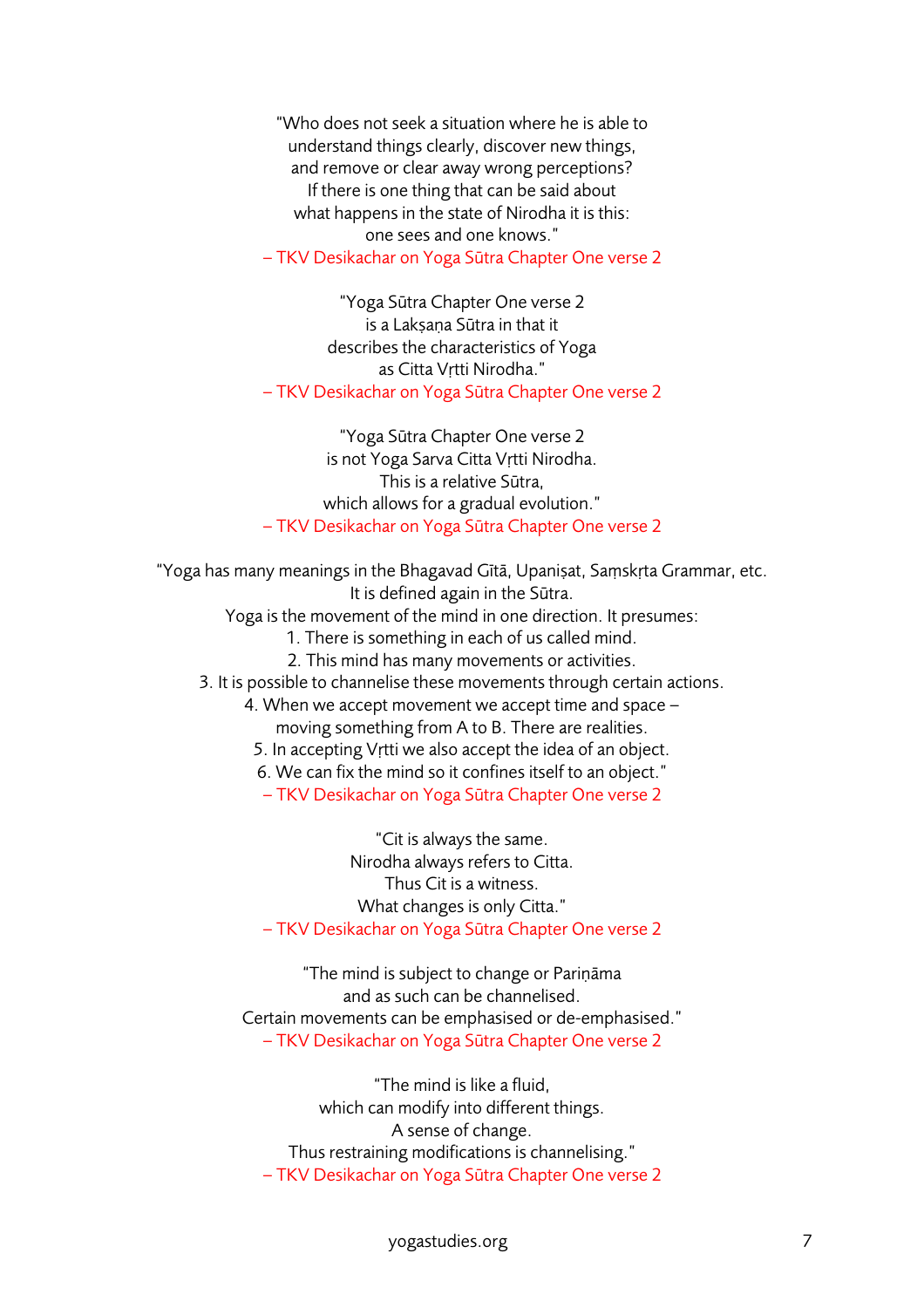"Who does not seek a situation where he is able to
understand things clearly, discover new things,
and remove or clear away wrong perceptions?
If there is one thing that can be said about
what happens in the state of Nirodha it is this:
one sees and one knows."
– TKV Desikachar on Yoga Sūtra Chapter One verse 2

"Yoga Sūtra Chapter One verse 2
is a Lakṣaṇa Sūtra in that it
describes the characteristics of Yoga
as Citta Vṛtti Nirodha."
– TKV Desikachar on Yoga Sūtra Chapter One verse 2

"Yoga Sūtra Chapter One verse 2
is not Yoga Sarva Citta Vṛtti Nirodha.
This is a relative Sūtra,
which allows for a gradual evolution."
– TKV Desikachar on Yoga Sūtra Chapter One verse 2

"Yoga has many meanings in the Bhagavad Gītā, Upaniṣat, Saṃskṛta Grammar, etc.
It is defined again in the Sūtra.
Yoga is the movement of the mind in one direction. It presumes:

1. There is something in each of us called mind.
2. This mind has many movements or activities.
3. It is possible to channelise these movements through certain actions.
4. When we accept movement we accept time and space – moving something from A to B. There are realities.
5. In accepting Vṛtti we also accept the idea of an object.
6. We can fix the mind so it confines itself to an object."

– TKV Desikachar on Yoga Sūtra Chapter One verse 2

"Cit is always the same.
Nirodha always refers to Citta.
Thus Cit is a witness.
What changes is only Citta."
– TKV Desikachar on Yoga Sūtra Chapter One verse 2

"The mind is subject to change or Pariṇāma
and as such can be channelised.
Certain movements can be emphasised or de-emphasised."
– TKV Desikachar on Yoga Sūtra Chapter One verse 2

"The mind is like a fluid,
which can modify into different things.
A sense of change.
Thus restraining modifications is channelising."
– TKV Desikachar on Yoga Sūtra Chapter One verse 2

yogastudies.org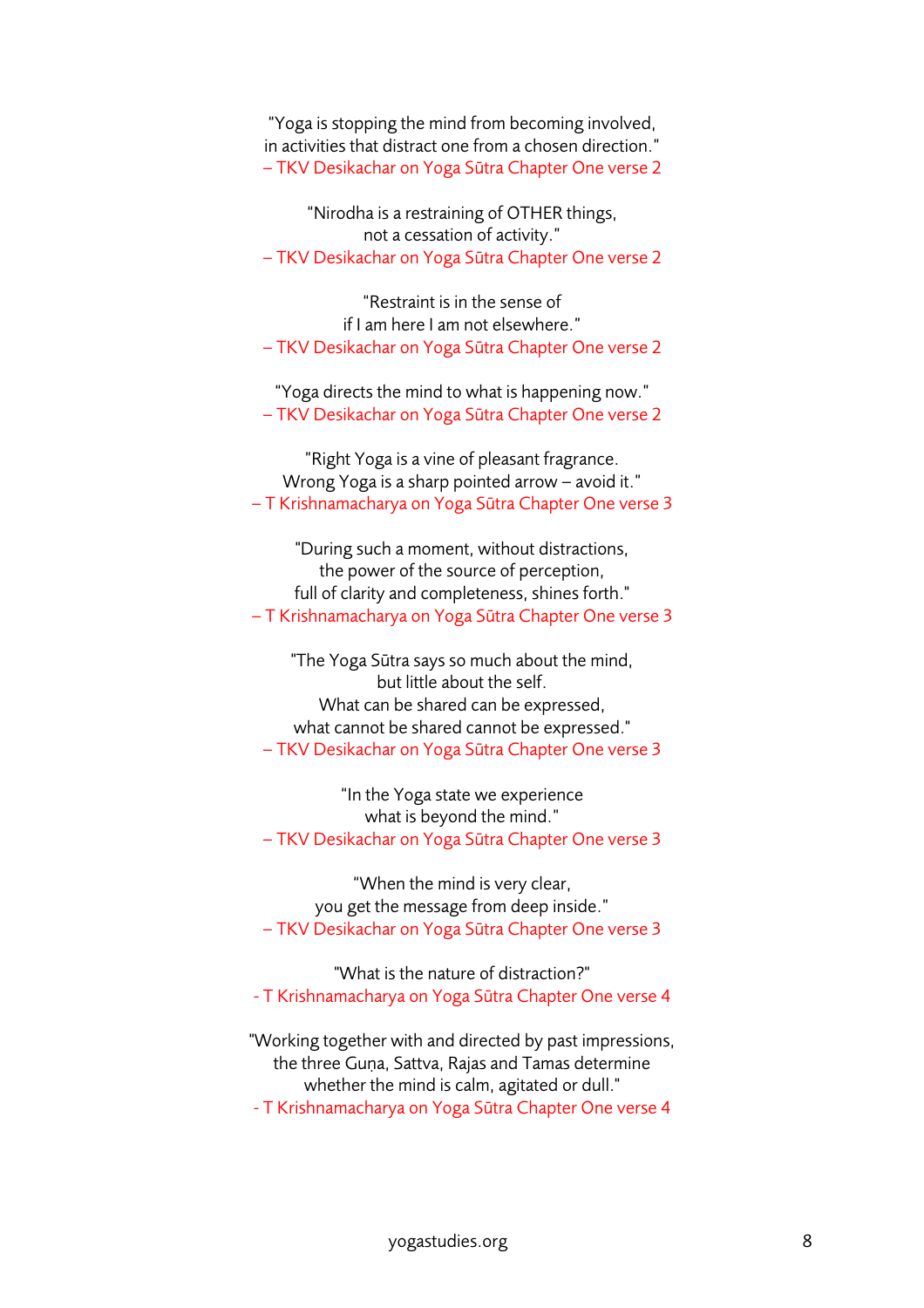"Yoga is stopping the mind from becoming involved,
in activities that distract one from a chosen direction."
– TKV Desikachar on Yoga Sūtra Chapter One verse 2

"Nirodha is a restraining of OTHER things,
not a cessation of activity."
– TKV Desikachar on Yoga Sūtra Chapter One verse 2

"Restraint is in the sense of
if I am here I am not elsewhere."
– TKV Desikachar on Yoga Sūtra Chapter One verse 2

"Yoga directs the mind to what is happening now."
– TKV Desikachar on Yoga Sūtra Chapter One verse 2

"Right Yoga is a vine of pleasant fragrance.
Wrong Yoga is a sharp pointed arrow – avoid it."
– T Krishnamacharya on Yoga Sūtra Chapter One verse 3

"During such a moment, without distractions,
the power of the source of perception,
full of clarity and completeness, shines forth."
– T Krishnamacharya on Yoga Sūtra Chapter One verse 3

"The Yoga Sūtra says so much about the mind,
but little about the self.
What can be shared can be expressed,
what cannot be shared cannot be expressed."
– TKV Desikachar on Yoga Sūtra Chapter One verse 3

"In the Yoga state we experience
what is beyond the mind."
– TKV Desikachar on Yoga Sūtra Chapter One verse 3

"When the mind is very clear,
you get the message from deep inside."
– TKV Desikachar on Yoga Sūtra Chapter One verse 3

"What is the nature of distraction?"
- T Krishnamacharya on Yoga Sūtra Chapter One verse 4

"Working together with and directed by past impressions,
the three Guṇa, Sattva, Rajas and Tamas determine
whether the mind is calm, agitated or dull."
- T Krishnamacharya on Yoga Sūtra Chapter One verse 4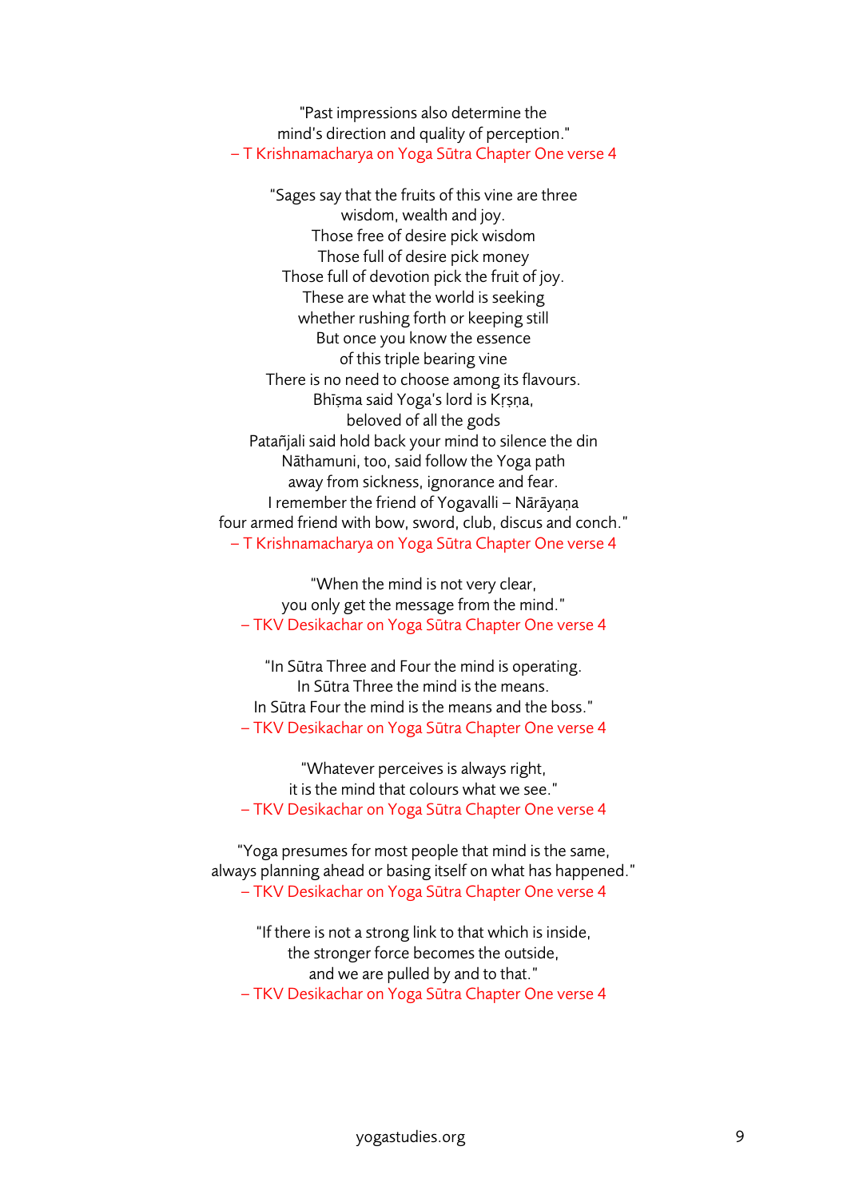"Past impressions also determine the
mind's direction and quality of perception."
– T Krishnamacharya on Yoga Sūtra Chapter One verse 4

"Sages say that the fruits of this vine are three
wisdom, wealth and joy.
Those free of desire pick wisdom
Those full of desire pick money
Those full of devotion pick the fruit of joy.
These are what the world is seeking
whether rushing forth or keeping still
But once you know the essence
of this triple bearing vine
There is no need to choose among its flavours.
Bhīṣma said Yoga's lord is Kṛṣṇa,
beloved of all the gods
Patañjali said hold back your mind to silence the din
Nāthamuni, too, said follow the Yoga path
away from sickness, ignorance and fear.
I remember the friend of Yogavalli – Nārāyaṇa
four armed friend with bow, sword, club, discus and conch."
– T Krishnamacharya on Yoga Sūtra Chapter One verse 4

"When the mind is not very clear,
you only get the message from the mind."
– TKV Desikachar on Yoga Sūtra Chapter One verse 4

"In Sūtra Three and Four the mind is operating.
In Sūtra Three the mind is the means.
In Sūtra Four the mind is the means and the boss."
– TKV Desikachar on Yoga Sūtra Chapter One verse 4

"Whatever perceives is always right,
it is the mind that colours what we see."
– TKV Desikachar on Yoga Sūtra Chapter One verse 4

"Yoga presumes for most people that mind is the same,
always planning ahead or basing itself on what has happened."
– TKV Desikachar on Yoga Sūtra Chapter One verse 4

"If there is not a strong link to that which is inside,
the stronger force becomes the outside,
and we are pulled by and to that."
– TKV Desikachar on Yoga Sūtra Chapter One verse 4